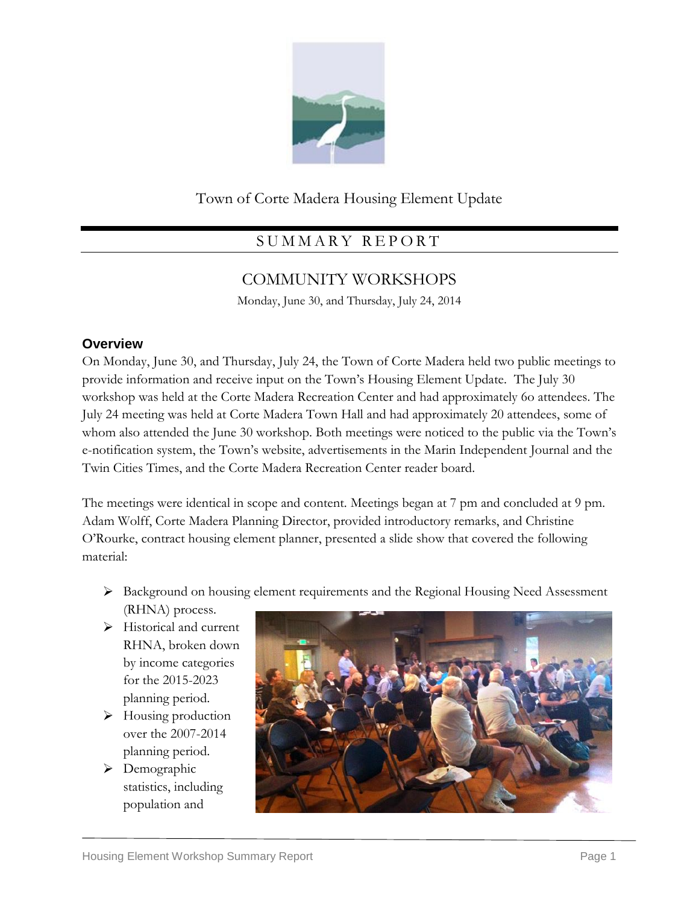Town of Corte Madera Housing Element Update

# SUMMARY REPORT

## COMMUNITY WORKSHOPS

Monday, June 30, and Thursday, July 24, 2014

### Overview

On Monday, June 30, and Thursday, July 24, the Town of Corte Madera held two public meetings to provide information and receive input on the Town's Housing Element Update. The July 30 workshop was held at the Corte Madera Recreation Center and had approximately 6o attendees. The July 24 meeting was held at Corte Madera Town Hall and had approximately 20 attendees, some of whom also attended the June 30 workshop. Both meetings were noticed to the public via the Town's e-notification system, the Town's website, advertisements in the Marin Independent Journal and the Twin Cities Times, and the Corte Madera Recreation Center reader board.

The meetings were identical in scope and content. Meetings began at 7 pm and concluded at 9 pm. Adam Wolff, Corte Madera Planning Director, provided introductory remarks, and Christine O'Rourke, contract housing element planner, presented a slide show that covered the following material:

- Background on housing element requirements and the Regional Housing Need Assessment (RHNA) process.
- Historical and current RHNA, broken down by income categories for the 2015-2023 planning period.
- Housing production over the 2007-2014 planning period.
- Demographic statistics, including population and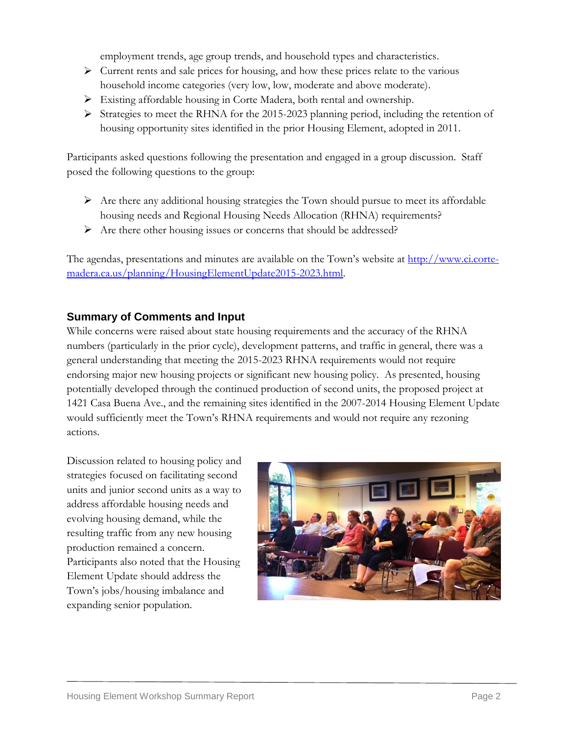employment trends, age group trends, and household types and characteristics.

- Current rents and sale prices for housing, and how these prices relate to the various household income categories (very low, low, moderate and above moderate).
- Existing affordable housing in Corte Madera, both rental and ownership.
- Strategies to meet the RHNA for the 2015-2023 planning period, including the retention of housing opportunity sites identified in the prior Housing Element, adopted in 2011.

Participants asked questions following the presentation and engaged in a group discussion. Staff posed the following questions to the group:

- Are there any additional housing strategies the Town should pursue to meet its affordable housing needs and Regional Housing Needs Allocation (RHNA) requirements?
- Are there other housing issues or concerns that should be addressed?

The agendas, presentations and minutes are available on the Town's website at [http://www.ci.corte-madera.ca.us/planning/HousingElementUpdate2015-2023.html](http://www.ci.corte-madera.ca.us/planning/HousingElementUpdate2015-2023.html).

## Summary of Comments and Input

While concerns were raised about state housing requirements and the accuracy of the RHNA numbers (particularly in the prior cycle), development patterns, and traffic in general, there was a general understanding that meeting the 2015-2023 RHNA requirements would not require endorsing major new housing projects or significant new housing policy. As presented, housing potentially developed through the continued production of second units, the proposed project at 1421 Casa Buena Ave., and the remaining sites identified in the 2007-2014 Housing Element Update would sufficiently meet the Town's RHNA requirements and would not require any rezoning actions.

Discussion related to housing policy and strategies focused on facilitating second units and junior second units as a way to address affordable housing needs and evolving housing demand, while the resulting traffic from any new housing production remained a concern. Participants also noted that the Housing Element Update should address the Town's jobs/housing imbalance and expanding senior population.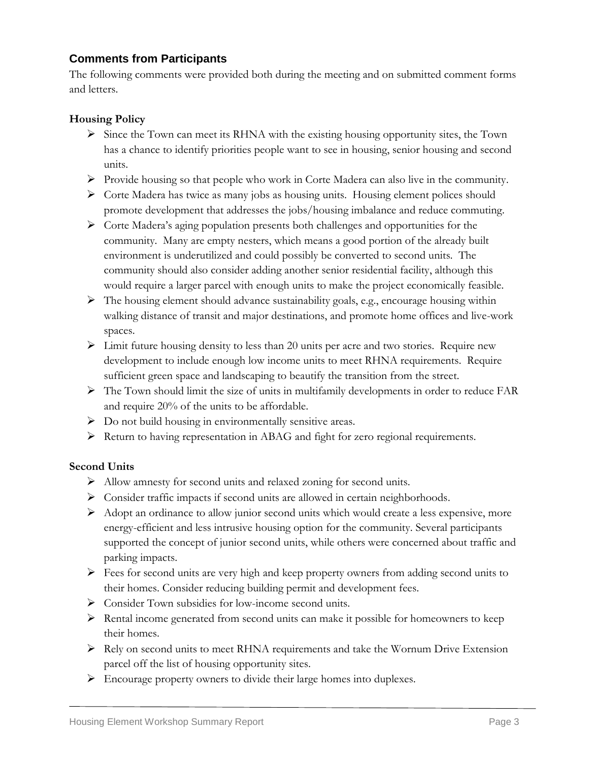## Comments from Participants

The following comments were provided both during the meeting and on submitted comment forms and letters.

### Housing Policy

- Since the Town can meet its RHNA with the existing housing opportunity sites, the Town has a chance to identify priorities people want to see in housing, senior housing and second units.
- Provide housing so that people who work in Corte Madera can also live in the community.
- Corte Madera has twice as many jobs as housing units. Housing element polices should promote development that addresses the jobs/housing imbalance and reduce commuting.
- Corte Madera's aging population presents both challenges and opportunities for the community. Many are empty nesters, which means a good portion of the already built environment is underutilized and could possibly be converted to second units. The community should also consider adding another senior residential facility, although this would require a larger parcel with enough units to make the project economically feasible.
- The housing element should advance sustainability goals, e.g., encourage housing within walking distance of transit and major destinations, and promote home offices and live-work spaces.
- Limit future housing density to less than 20 units per acre and two stories. Require new development to include enough low income units to meet RHNA requirements. Require sufficient green space and landscaping to beautify the transition from the street.
- The Town should limit the size of units in multifamily developments in order to reduce FAR and require 20% of the units to be affordable.
- Do not build housing in environmentally sensitive areas.
- Return to having representation in ABAG and fight for zero regional requirements.

### Second Units

- Allow amnesty for second units and relaxed zoning for second units.
- Consider traffic impacts if second units are allowed in certain neighborhoods.
- Adopt an ordinance to allow junior second units which would create a less expensive, more energy-efficient and less intrusive housing option for the community. Several participants supported the concept of junior second units, while others were concerned about traffic and parking impacts.
- Fees for second units are very high and keep property owners from adding second units to their homes. Consider reducing building permit and development fees.
- Consider Town subsidies for low-income second units.
- Rental income generated from second units can make it possible for homeowners to keep their homes.
- Rely on second units to meet RHNA requirements and take the Wornum Drive Extension parcel off the list of housing opportunity sites.
- Encourage property owners to divide their large homes into duplexes.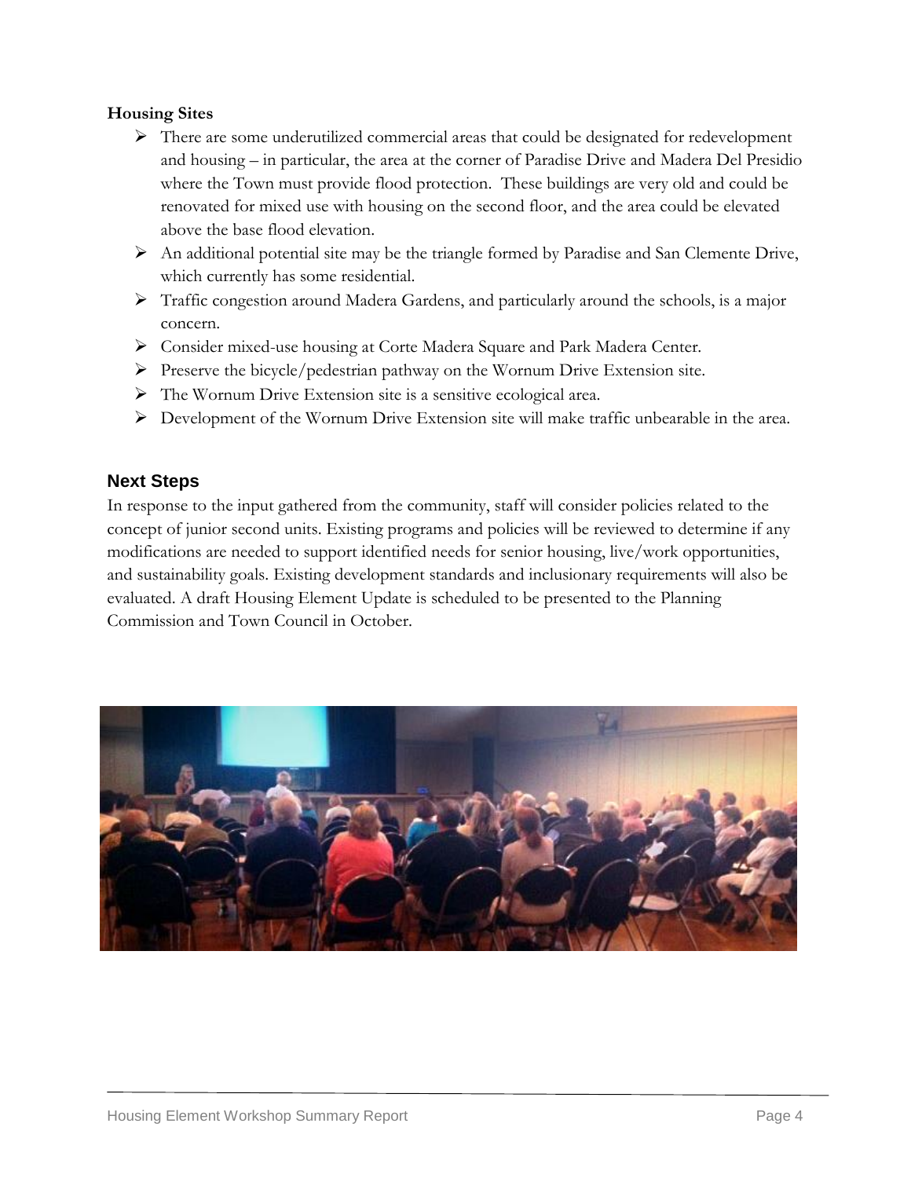**Housing Sites**

- There are some underutilized commercial areas that could be designated for redevelopment and housing – in particular, the area at the corner of Paradise Drive and Madera Del Presidio where the Town must provide flood protection. These buildings are very old and could be renovated for mixed use with housing on the second floor, and the area could be elevated above the base flood elevation.
- An additional potential site may be the triangle formed by Paradise and San Clemente Drive, which currently has some residential.
- Traffic congestion around Madera Gardens, and particularly around the schools, is a major concern.
- Consider mixed-use housing at Corte Madera Square and Park Madera Center.
- Preserve the bicycle/pedestrian pathway on the Wornum Drive Extension site.
- The Wornum Drive Extension site is a sensitive ecological area.
- Development of the Wornum Drive Extension site will make traffic unbearable in the area.

## Next Steps

In response to the input gathered from the community, staff will consider policies related to the concept of junior second units. Existing programs and policies will be reviewed to determine if any modifications are needed to support identified needs for senior housing, live/work opportunities, and sustainability goals. Existing development standards and inclusionary requirements will also be evaluated. A draft Housing Element Update is scheduled to be presented to the Planning Commission and Town Council in October.